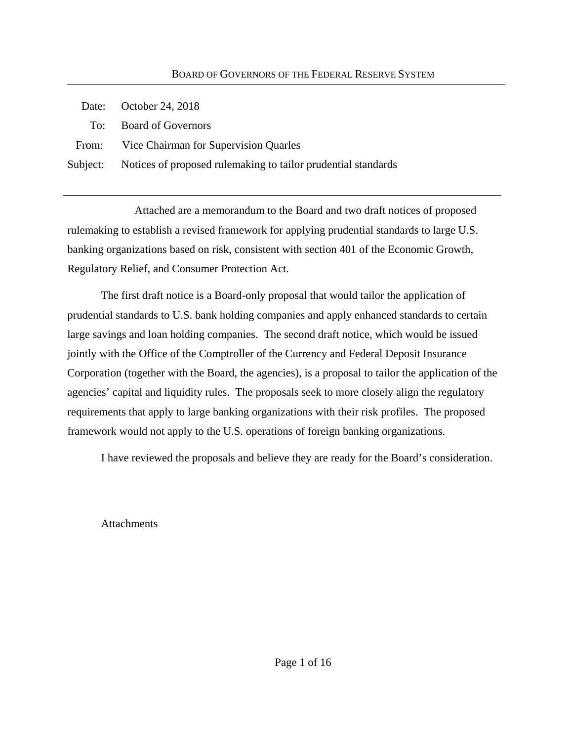BOARD OF GOVERNORS OF THE FEDERAL RESERVE SYSTEM

Date: October 24, 2018

To: Board of Governors

From: Vice Chairman for Supervision Quarles

Subject: Notices of proposed rulemaking to tailor prudential standards

---

Attached are a memorandum to the Board and two draft notices of proposed rulemaking to establish a revised framework for applying prudential standards to large U.S. banking organizations based on risk, consistent with section 401 of the Economic Growth, Regulatory Relief, and Consumer Protection Act.

The first draft notice is a Board-only proposal that would tailor the application of prudential standards to U.S. bank holding companies and apply enhanced standards to certain large savings and loan holding companies. The second draft notice, which would be issued jointly with the Office of the Comptroller of the Currency and Federal Deposit Insurance Corporation (together with the Board, the agencies), is a proposal to tailor the application of the agencies' capital and liquidity rules. The proposals seek to more closely align the regulatory requirements that apply to large banking organizations with their risk profiles. The proposed framework would not apply to the U.S. operations of foreign banking organizations.

I have reviewed the proposals and believe they are ready for the Board's consideration.

Attachments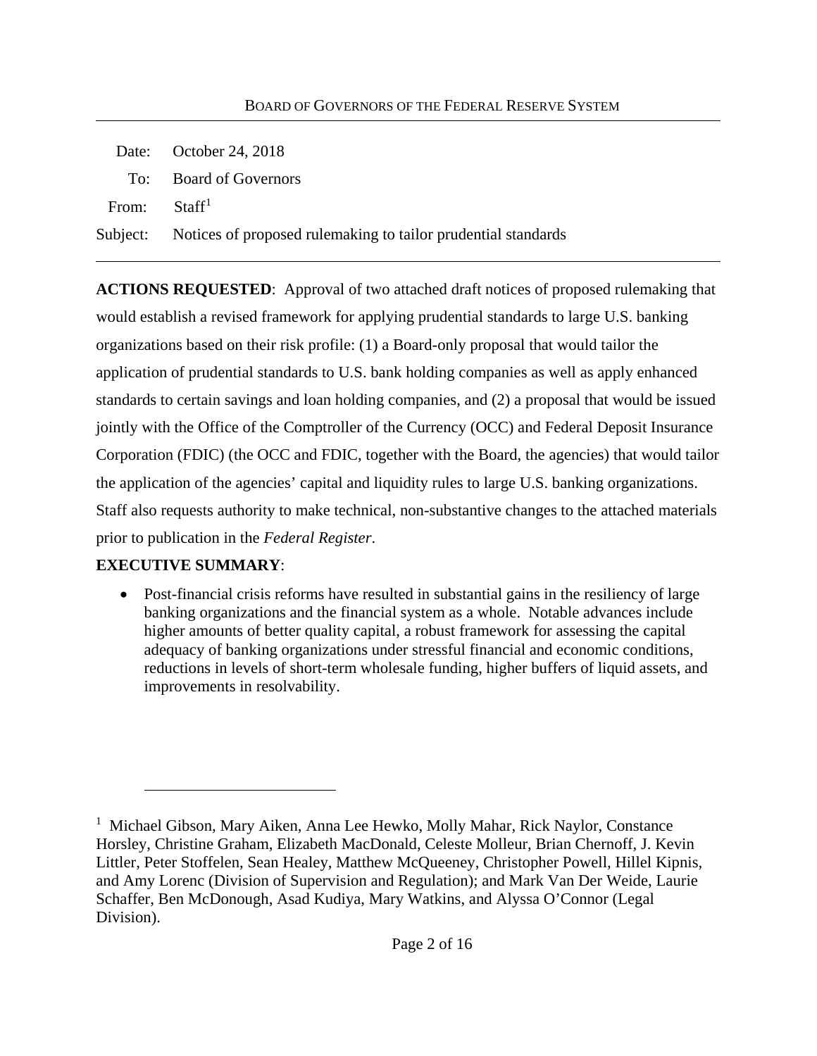BOARD OF GOVERNORS OF THE FEDERAL RESERVE SYSTEM

Date: October 24, 2018

To: Board of Governors

From: Staff[1]

Subject: Notices of proposed rulemaking to tailor prudential standards

---

**ACTIONS REQUESTED**: Approval of two attached draft notices of proposed rulemaking that would establish a revised framework for applying prudential standards to large U.S. banking organizations based on their risk profile: (1) a Board-only proposal that would tailor the application of prudential standards to U.S. bank holding companies as well as apply enhanced standards to certain savings and loan holding companies, and (2) a proposal that would be issued jointly with the Office of the Comptroller of the Currency (OCC) and Federal Deposit Insurance Corporation (FDIC) (the OCC and FDIC, together with the Board, the agencies) that would tailor the application of the agencies' capital and liquidity rules to large U.S. banking organizations. Staff also requests authority to make technical, non-substantive changes to the attached materials prior to publication in the *Federal Register*.

**EXECUTIVE SUMMARY**:

- Post-financial crisis reforms have resulted in substantial gains in the resiliency of large banking organizations and the financial system as a whole. Notable advances include higher amounts of better quality capital, a robust framework for assessing the capital adequacy of banking organizations under stressful financial and economic conditions, reductions in levels of short-term wholesale funding, higher buffers of liquid assets, and improvements in resolvability.

---

[1] Michael Gibson, Mary Aiken, Anna Lee Hewko, Molly Mahar, Rick Naylor, Constance Horsley, Christine Graham, Elizabeth MacDonald, Celeste Molleur, Brian Chernoff, J. Kevin Littler, Peter Stoffelen, Sean Healey, Matthew McQueeney, Christopher Powell, Hillel Kipnis, and Amy Lorenc (Division of Supervision and Regulation); and Mark Van Der Weide, Laurie Schaffer, Ben McDonough, Asad Kudiya, Mary Watkins, and Alyssa O'Connor (Legal Division).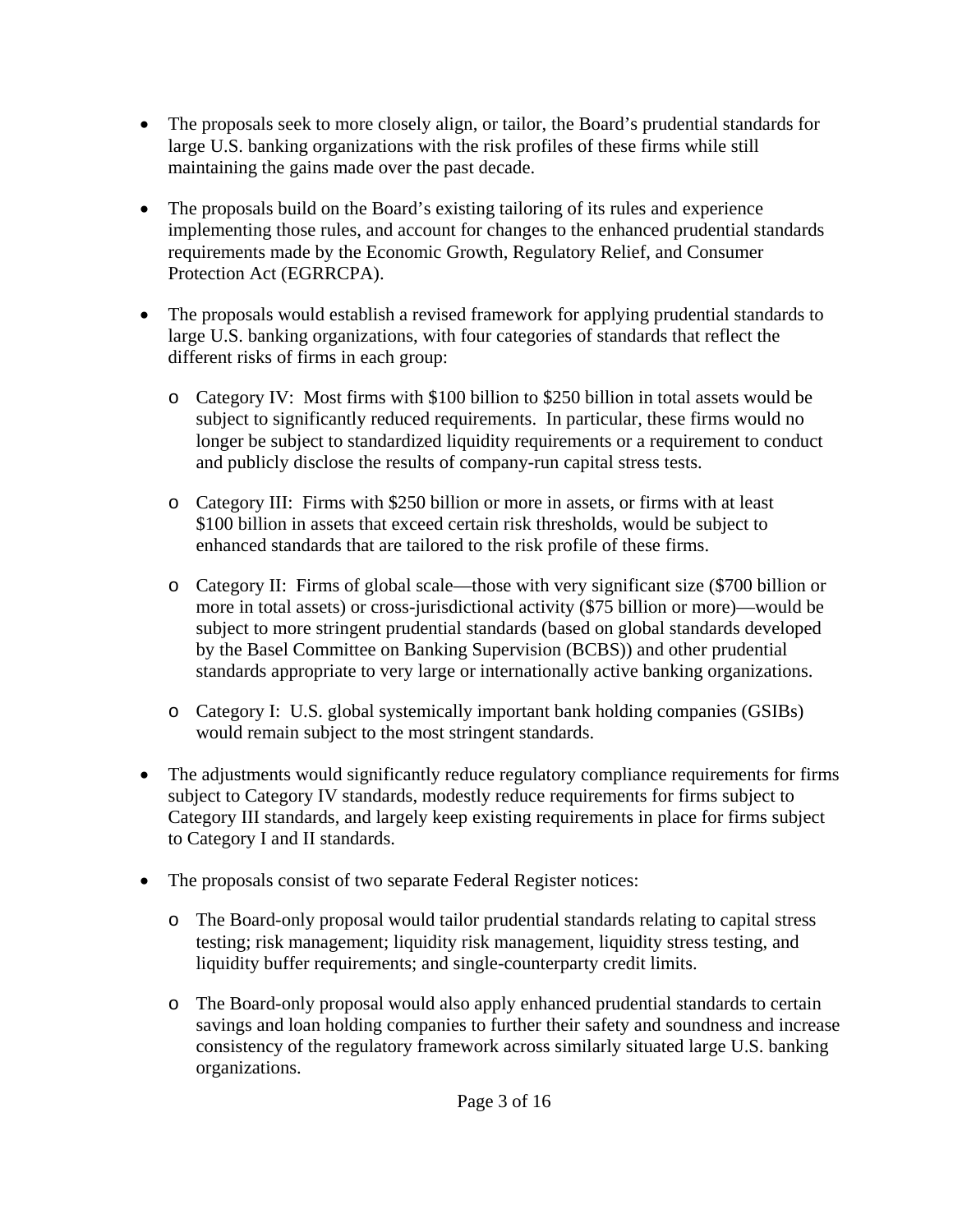- The proposals seek to more closely align, or tailor, the Board's prudential standards for large U.S. banking organizations with the risk profiles of these firms while still maintaining the gains made over the past decade.

- The proposals build on the Board's existing tailoring of its rules and experience implementing those rules, and account for changes to the enhanced prudential standards requirements made by the Economic Growth, Regulatory Relief, and Consumer Protection Act (EGRRCPA).

- The proposals would establish a revised framework for applying prudential standards to large U.S. banking organizations, with four categories of standards that reflect the different risks of firms in each group:

  - Category IV: Most firms with $100 billion to $250 billion in total assets would be subject to significantly reduced requirements. In particular, these firms would no longer be subject to standardized liquidity requirements or a requirement to conduct and publicly disclose the results of company-run capital stress tests.

  - Category III: Firms with $250 billion or more in assets, or firms with at least $100 billion in assets that exceed certain risk thresholds, would be subject to enhanced standards that are tailored to the risk profile of these firms.

  - Category II: Firms of global scale—those with very significant size ($700 billion or more in total assets) or cross-jurisdictional activity ($75 billion or more)—would be subject to more stringent prudential standards (based on global standards developed by the Basel Committee on Banking Supervision (BCBS)) and other prudential standards appropriate to very large or internationally active banking organizations.

  - Category I: U.S. global systemically important bank holding companies (GSIBs) would remain subject to the most stringent standards.

- The adjustments would significantly reduce regulatory compliance requirements for firms subject to Category IV standards, modestly reduce requirements for firms subject to Category III standards, and largely keep existing requirements in place for firms subject to Category I and II standards.

- The proposals consist of two separate Federal Register notices:

  - The Board-only proposal would tailor prudential standards relating to capital stress testing; risk management; liquidity risk management, liquidity stress testing, and liquidity buffer requirements; and single-counterparty credit limits.

  - The Board-only proposal would also apply enhanced prudential standards to certain savings and loan holding companies to further their safety and soundness and increase consistency of the regulatory framework across similarly situated large U.S. banking organizations.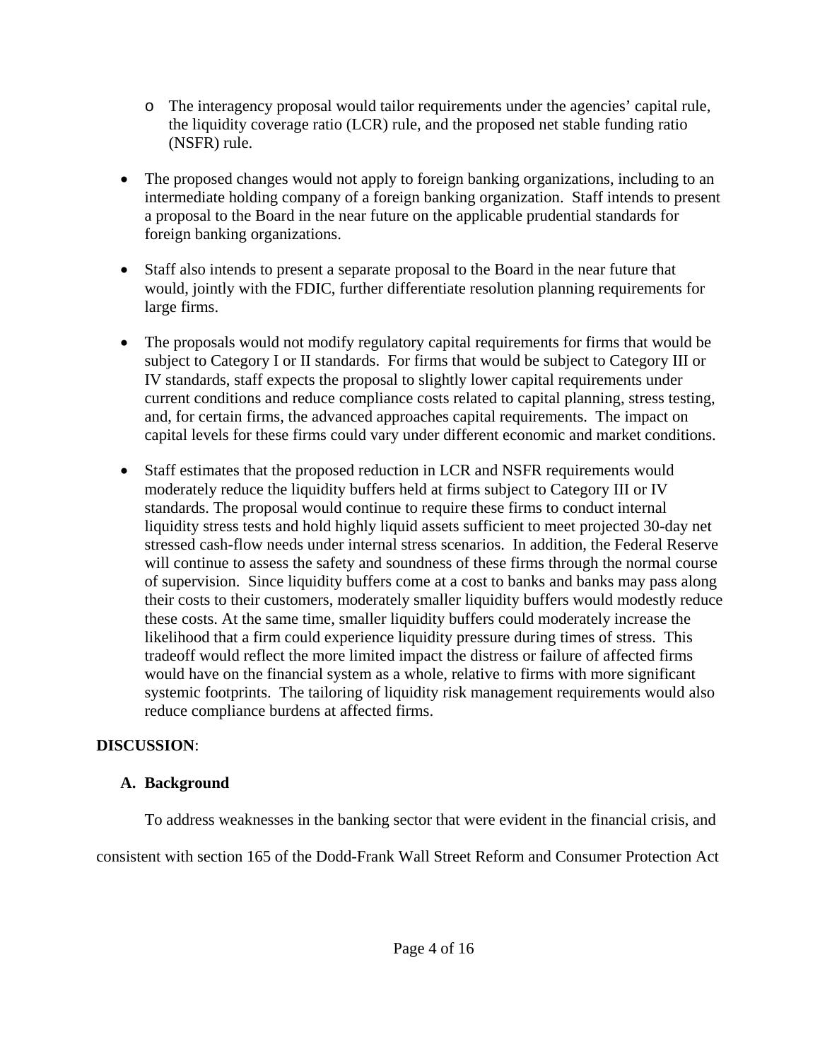- The interagency proposal would tailor requirements under the agencies' capital rule, the liquidity coverage ratio (LCR) rule, and the proposed net stable funding ratio (NSFR) rule.

- The proposed changes would not apply to foreign banking organizations, including to an intermediate holding company of a foreign banking organization. Staff intends to present a proposal to the Board in the near future on the applicable prudential standards for foreign banking organizations.

- Staff also intends to present a separate proposal to the Board in the near future that would, jointly with the FDIC, further differentiate resolution planning requirements for large firms.

- The proposals would not modify regulatory capital requirements for firms that would be subject to Category I or II standards. For firms that would be subject to Category III or IV standards, staff expects the proposal to slightly lower capital requirements under current conditions and reduce compliance costs related to capital planning, stress testing, and, for certain firms, the advanced approaches capital requirements. The impact on capital levels for these firms could vary under different economic and market conditions.

- Staff estimates that the proposed reduction in LCR and NSFR requirements would moderately reduce the liquidity buffers held at firms subject to Category III or IV standards. The proposal would continue to require these firms to conduct internal liquidity stress tests and hold highly liquid assets sufficient to meet projected 30-day net stressed cash-flow needs under internal stress scenarios. In addition, the Federal Reserve will continue to assess the safety and soundness of these firms through the normal course of supervision. Since liquidity buffers come at a cost to banks and banks may pass along their costs to their customers, moderately smaller liquidity buffers would modestly reduce these costs. At the same time, smaller liquidity buffers could moderately increase the likelihood that a firm could experience liquidity pressure during times of stress. This tradeoff would reflect the more limited impact the distress or failure of affected firms would have on the financial system as a whole, relative to firms with more significant systemic footprints. The tailoring of liquidity risk management requirements would also reduce compliance burdens at affected firms.

**DISCUSSION**:

### A. Background

To address weaknesses in the banking sector that were evident in the financial crisis, and consistent with section 165 of the Dodd-Frank Wall Street Reform and Consumer Protection Act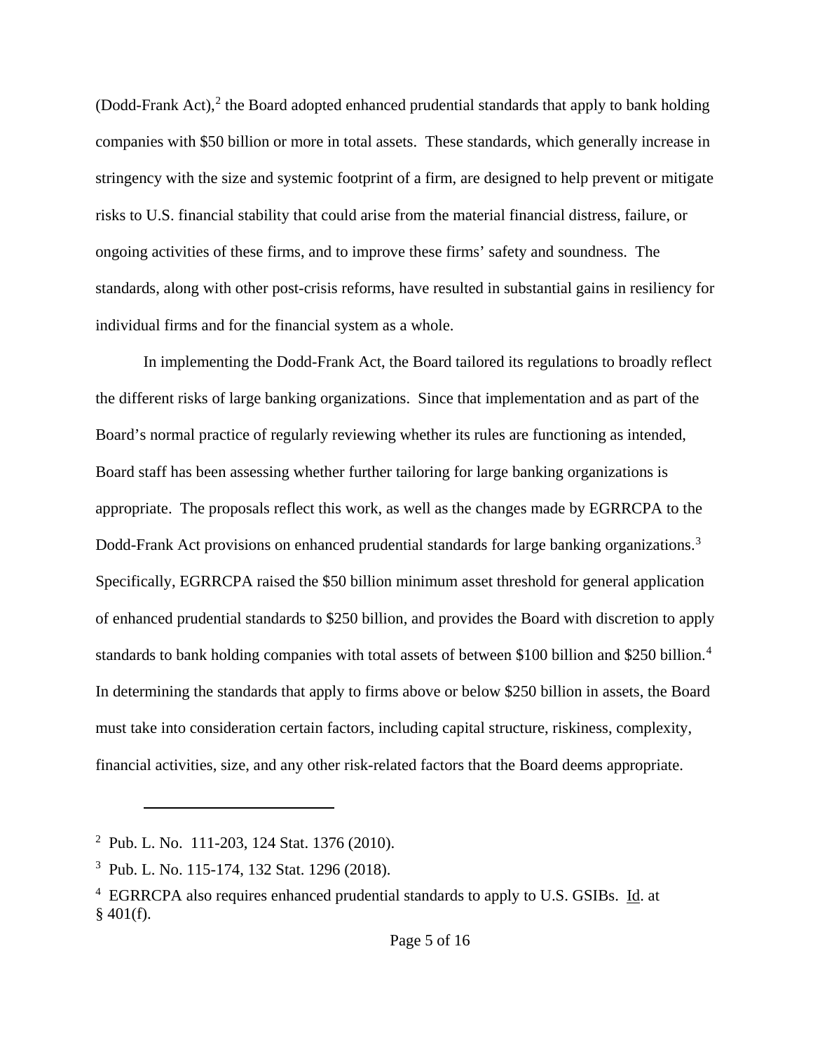(Dodd-Frank Act),[2] the Board adopted enhanced prudential standards that apply to bank holding companies with $50 billion or more in total assets. These standards, which generally increase in stringency with the size and systemic footprint of a firm, are designed to help prevent or mitigate risks to U.S. financial stability that could arise from the material financial distress, failure, or ongoing activities of these firms, and to improve these firms' safety and soundness. The standards, along with other post-crisis reforms, have resulted in substantial gains in resiliency for individual firms and for the financial system as a whole.

In implementing the Dodd-Frank Act, the Board tailored its regulations to broadly reflect the different risks of large banking organizations. Since that implementation and as part of the Board's normal practice of regularly reviewing whether its rules are functioning as intended, Board staff has been assessing whether further tailoring for large banking organizations is appropriate. The proposals reflect this work, as well as the changes made by EGRRCPA to the Dodd-Frank Act provisions on enhanced prudential standards for large banking organizations.[3] Specifically, EGRRCPA raised the $50 billion minimum asset threshold for general application of enhanced prudential standards to $250 billion, and provides the Board with discretion to apply standards to bank holding companies with total assets of between $100 billion and $250 billion.[4] In determining the standards that apply to firms above or below $250 billion in assets, the Board must take into consideration certain factors, including capital structure, riskiness, complexity, financial activities, size, and any other risk-related factors that the Board deems appropriate.

---

[2] Pub. L. No. 111-203, 124 Stat. 1376 (2010).

[3] Pub. L. No. 115-174, 132 Stat. 1296 (2018).

[4] EGRRCPA also requires enhanced prudential standards to apply to U.S. GSIBs. Id. at § 401(f).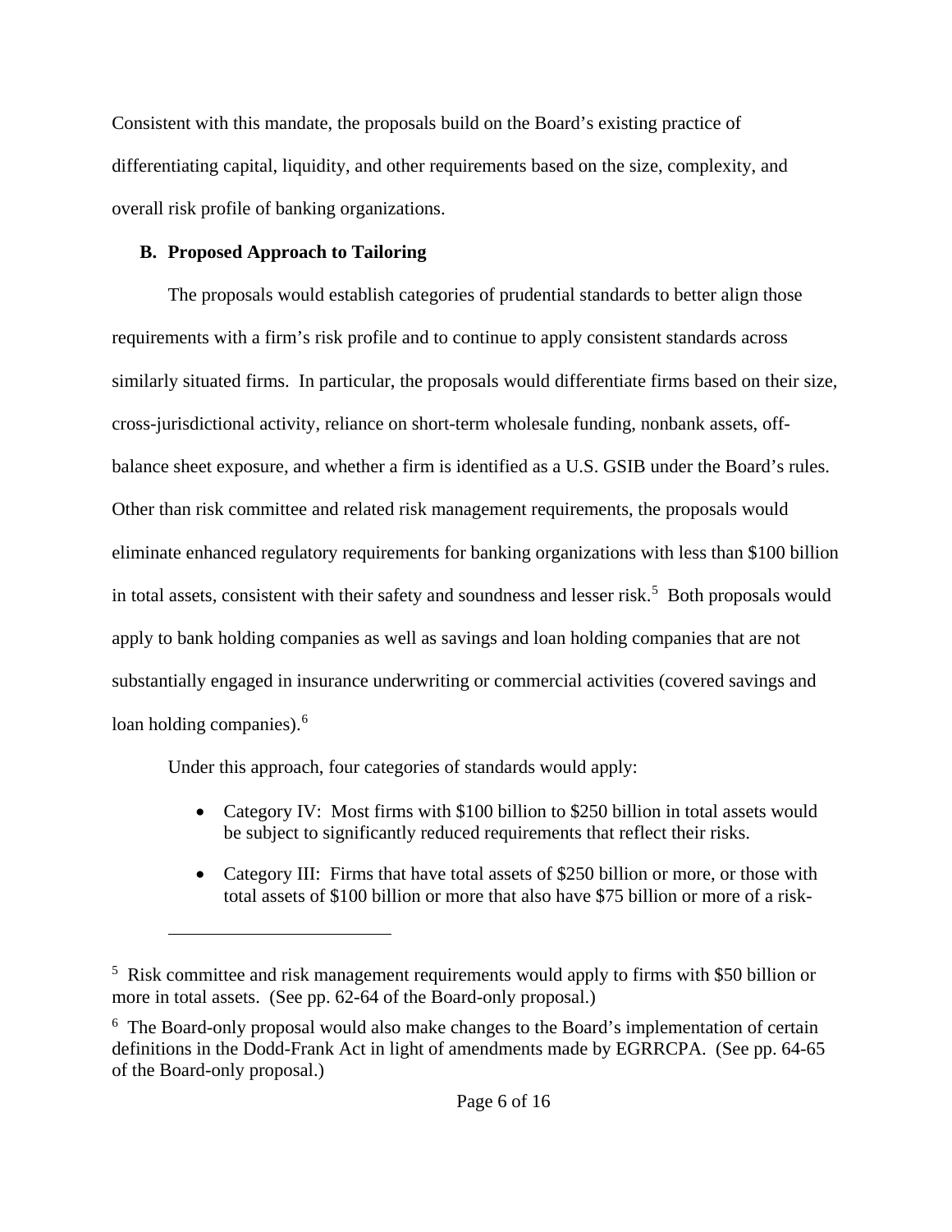Consistent with this mandate, the proposals build on the Board's existing practice of differentiating capital, liquidity, and other requirements based on the size, complexity, and overall risk profile of banking organizations.

### B. Proposed Approach to Tailoring

The proposals would establish categories of prudential standards to better align those requirements with a firm's risk profile and to continue to apply consistent standards across similarly situated firms. In particular, the proposals would differentiate firms based on their size, cross-jurisdictional activity, reliance on short-term wholesale funding, nonbank assets, off-balance sheet exposure, and whether a firm is identified as a U.S. GSIB under the Board's rules. Other than risk committee and related risk management requirements, the proposals would eliminate enhanced regulatory requirements for banking organizations with less than $100 billion in total assets, consistent with their safety and soundness and lesser risk.[5] Both proposals would apply to bank holding companies as well as savings and loan holding companies that are not substantially engaged in insurance underwriting or commercial activities (covered savings and loan holding companies).[6]

Under this approach, four categories of standards would apply:

- Category IV: Most firms with $100 billion to $250 billion in total assets would be subject to significantly reduced requirements that reflect their risks.
- Category III: Firms that have total assets of $250 billion or more, or those with total assets of $100 billion or more that also have $75 billion or more of a risk-

---

[5] Risk committee and risk management requirements would apply to firms with $50 billion or more in total assets. (See pp. 62-64 of the Board-only proposal.)

[6] The Board-only proposal would also make changes to the Board's implementation of certain definitions in the Dodd-Frank Act in light of amendments made by EGRRCPA. (See pp. 64-65 of the Board-only proposal.)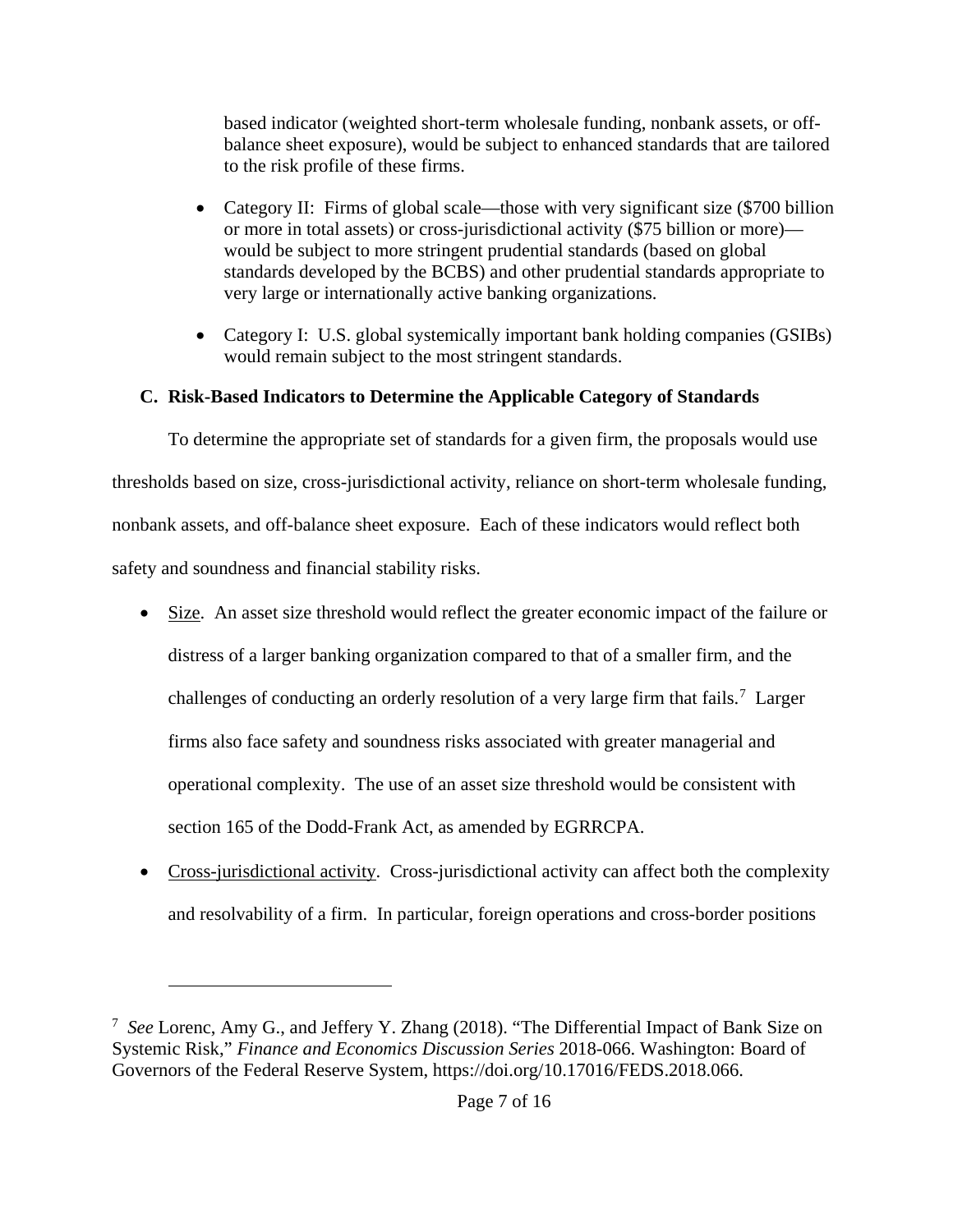based indicator (weighted short-term wholesale funding, nonbank assets, or off-balance sheet exposure), would be subject to enhanced standards that are tailored to the risk profile of these firms.

- Category II: Firms of global scale—those with very significant size ($700 billion or more in total assets) or cross-jurisdictional activity ($75 billion or more)—would be subject to more stringent prudential standards (based on global standards developed by the BCBS) and other prudential standards appropriate to very large or internationally active banking organizations.
- Category I: U.S. global systemically important bank holding companies (GSIBs) would remain subject to the most stringent standards.

### C. Risk-Based Indicators to Determine the Applicable Category of Standards

To determine the appropriate set of standards for a given firm, the proposals would use thresholds based on size, cross-jurisdictional activity, reliance on short-term wholesale funding, nonbank assets, and off-balance sheet exposure. Each of these indicators would reflect both safety and soundness and financial stability risks.

- Size. An asset size threshold would reflect the greater economic impact of the failure or distress of a larger banking organization compared to that of a smaller firm, and the challenges of conducting an orderly resolution of a very large firm that fails.[7] Larger firms also face safety and soundness risks associated with greater managerial and operational complexity. The use of an asset size threshold would be consistent with section 165 of the Dodd-Frank Act, as amended by EGRRCPA.
- Cross-jurisdictional activity. Cross-jurisdictional activity can affect both the complexity and resolvability of a firm. In particular, foreign operations and cross-border positions

---

[7] *See* Lorenc, Amy G., and Jeffery Y. Zhang (2018). "The Differential Impact of Bank Size on Systemic Risk," *Finance and Economics Discussion Series* 2018-066. Washington: Board of Governors of the Federal Reserve System, https://doi.org/10.17016/FEDS.2018.066.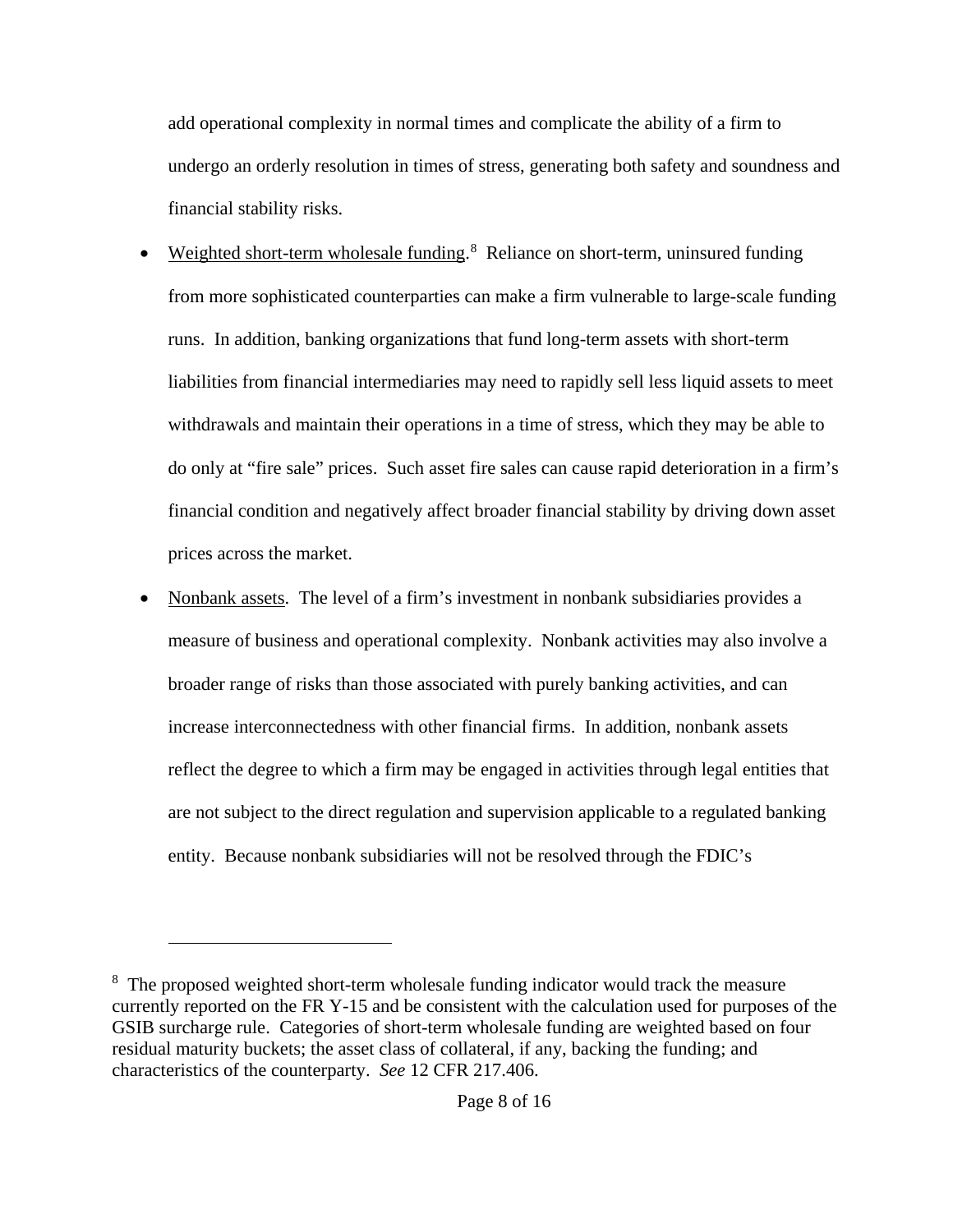add operational complexity in normal times and complicate the ability of a firm to undergo an orderly resolution in times of stress, generating both safety and soundness and financial stability risks.

- Weighted short-term wholesale funding.[8] Reliance on short-term, uninsured funding from more sophisticated counterparties can make a firm vulnerable to large-scale funding runs. In addition, banking organizations that fund long-term assets with short-term liabilities from financial intermediaries may need to rapidly sell less liquid assets to meet withdrawals and maintain their operations in a time of stress, which they may be able to do only at "fire sale" prices. Such asset fire sales can cause rapid deterioration in a firm's financial condition and negatively affect broader financial stability by driving down asset prices across the market.

- Nonbank assets. The level of a firm's investment in nonbank subsidiaries provides a measure of business and operational complexity. Nonbank activities may also involve a broader range of risks than those associated with purely banking activities, and can increase interconnectedness with other financial firms. In addition, nonbank assets reflect the degree to which a firm may be engaged in activities through legal entities that are not subject to the direct regulation and supervision applicable to a regulated banking entity. Because nonbank subsidiaries will not be resolved through the FDIC's

---

[8] The proposed weighted short-term wholesale funding indicator would track the measure currently reported on the FR Y-15 and be consistent with the calculation used for purposes of the GSIB surcharge rule. Categories of short-term wholesale funding are weighted based on four residual maturity buckets; the asset class of collateral, if any, backing the funding; and characteristics of the counterparty. *See* 12 CFR 217.406.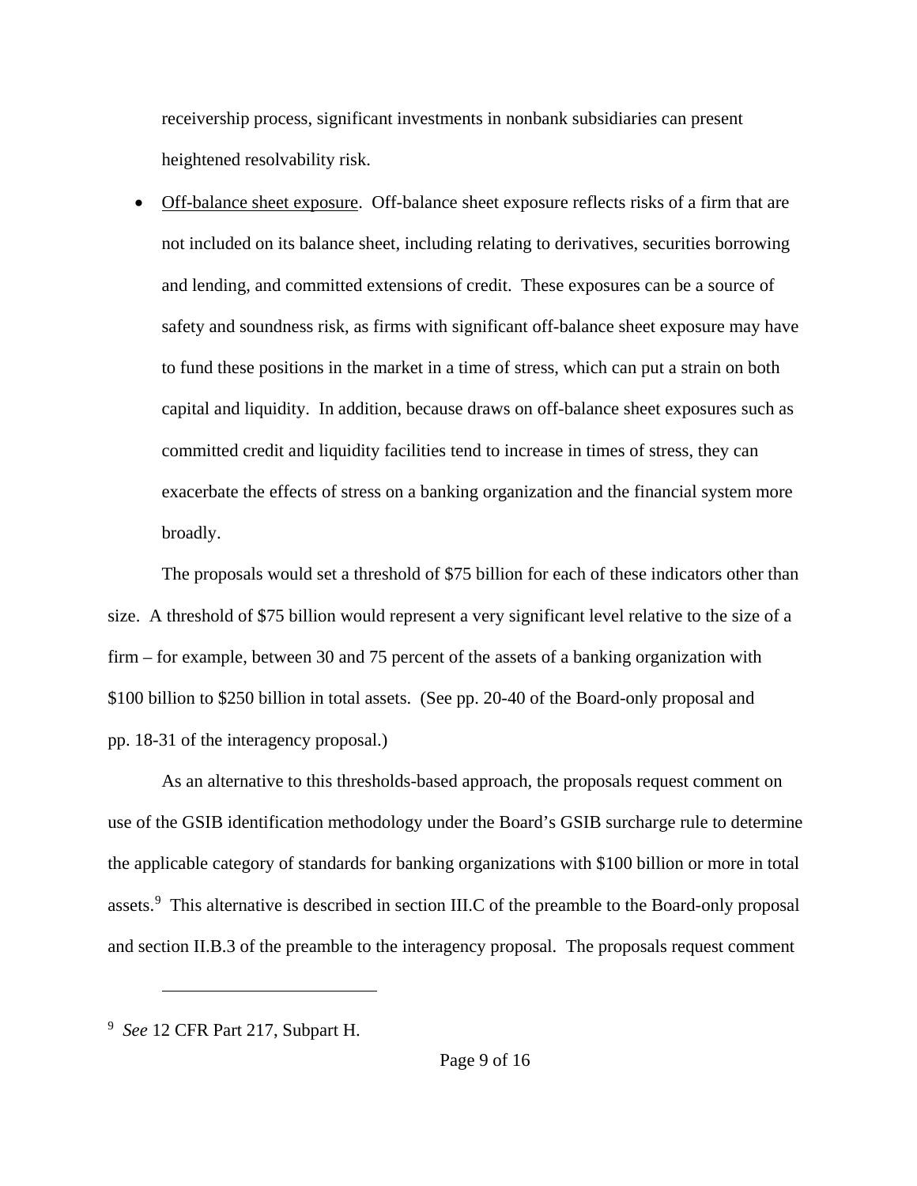receivership process, significant investments in nonbank subsidiaries can present heightened resolvability risk.

- Off-balance sheet exposure. Off-balance sheet exposure reflects risks of a firm that are not included on its balance sheet, including relating to derivatives, securities borrowing and lending, and committed extensions of credit. These exposures can be a source of safety and soundness risk, as firms with significant off-balance sheet exposure may have to fund these positions in the market in a time of stress, which can put a strain on both capital and liquidity. In addition, because draws on off-balance sheet exposures such as committed credit and liquidity facilities tend to increase in times of stress, they can exacerbate the effects of stress on a banking organization and the financial system more broadly.

The proposals would set a threshold of $75 billion for each of these indicators other than size. A threshold of $75 billion would represent a very significant level relative to the size of a firm – for example, between 30 and 75 percent of the assets of a banking organization with $100 billion to $250 billion in total assets. (See pp. 20-40 of the Board-only proposal and pp. 18-31 of the interagency proposal.)

As an alternative to this thresholds-based approach, the proposals request comment on use of the GSIB identification methodology under the Board's GSIB surcharge rule to determine the applicable category of standards for banking organizations with $100 billion or more in total assets.[9] This alternative is described in section III.C of the preamble to the Board-only proposal and section II.B.3 of the preamble to the interagency proposal. The proposals request comment

[9] *See* 12 CFR Part 217, Subpart H.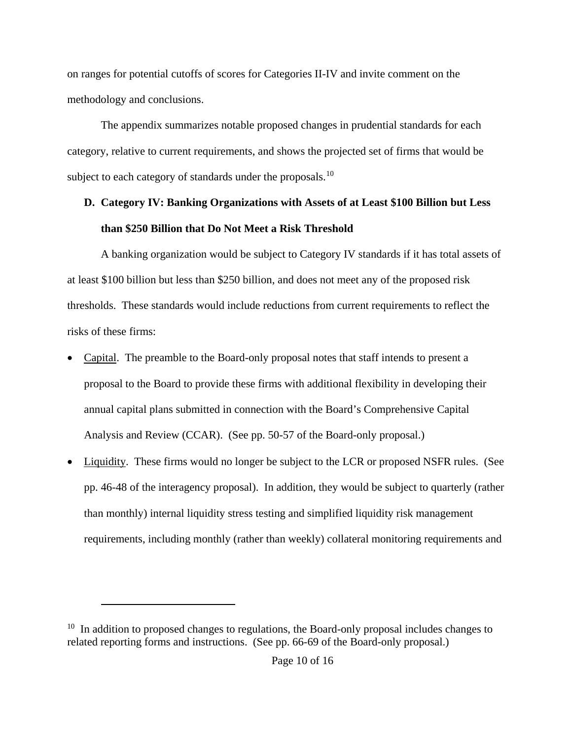on ranges for potential cutoffs of scores for Categories II-IV and invite comment on the methodology and conclusions.

The appendix summarizes notable proposed changes in prudential standards for each category, relative to current requirements, and shows the projected set of firms that would be subject to each category of standards under the proposals.[10]

**D. Category IV: Banking Organizations with Assets of at Least $100 Billion but Less than $250 Billion that Do Not Meet a Risk Threshold**

A banking organization would be subject to Category IV standards if it has total assets of at least $100 billion but less than $250 billion, and does not meet any of the proposed risk thresholds. These standards would include reductions from current requirements to reflect the risks of these firms:

- <u>Capital</u>. The preamble to the Board-only proposal notes that staff intends to present a proposal to the Board to provide these firms with additional flexibility in developing their annual capital plans submitted in connection with the Board's Comprehensive Capital Analysis and Review (CCAR). (See pp. 50-57 of the Board-only proposal.)
- <u>Liquidity</u>. These firms would no longer be subject to the LCR or proposed NSFR rules. (See pp. 46-48 of the interagency proposal). In addition, they would be subject to quarterly (rather than monthly) internal liquidity stress testing and simplified liquidity risk management requirements, including monthly (rather than weekly) collateral monitoring requirements and

[10] In addition to proposed changes to regulations, the Board-only proposal includes changes to related reporting forms and instructions. (See pp. 66-69 of the Board-only proposal.)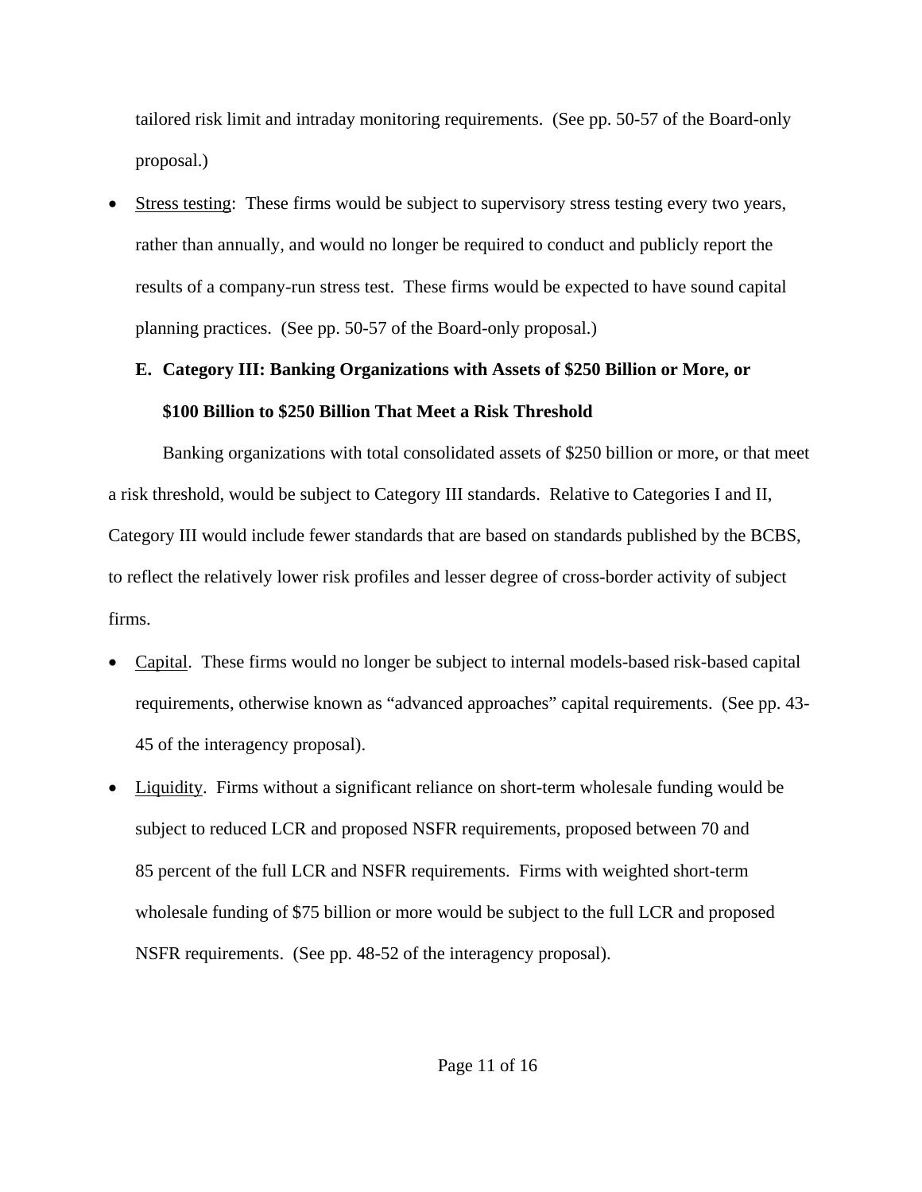tailored risk limit and intraday monitoring requirements. (See pp. 50-57 of the Board-only proposal.)

- Stress testing: These firms would be subject to supervisory stress testing every two years, rather than annually, and would no longer be required to conduct and publicly report the results of a company-run stress test. These firms would be expected to have sound capital planning practices. (See pp. 50-57 of the Board-only proposal.)

### E. Category III: Banking Organizations with Assets of $250 Billion or More, or $100 Billion to $250 Billion That Meet a Risk Threshold

Banking organizations with total consolidated assets of $250 billion or more, or that meet a risk threshold, would be subject to Category III standards. Relative to Categories I and II, Category III would include fewer standards that are based on standards published by the BCBS, to reflect the relatively lower risk profiles and lesser degree of cross-border activity of subject firms.

- Capital. These firms would no longer be subject to internal models-based risk-based capital requirements, otherwise known as "advanced approaches" capital requirements. (See pp. 43-45 of the interagency proposal).
- Liquidity. Firms without a significant reliance on short-term wholesale funding would be subject to reduced LCR and proposed NSFR requirements, proposed between 70 and 85 percent of the full LCR and NSFR requirements. Firms with weighted short-term wholesale funding of $75 billion or more would be subject to the full LCR and proposed NSFR requirements. (See pp. 48-52 of the interagency proposal).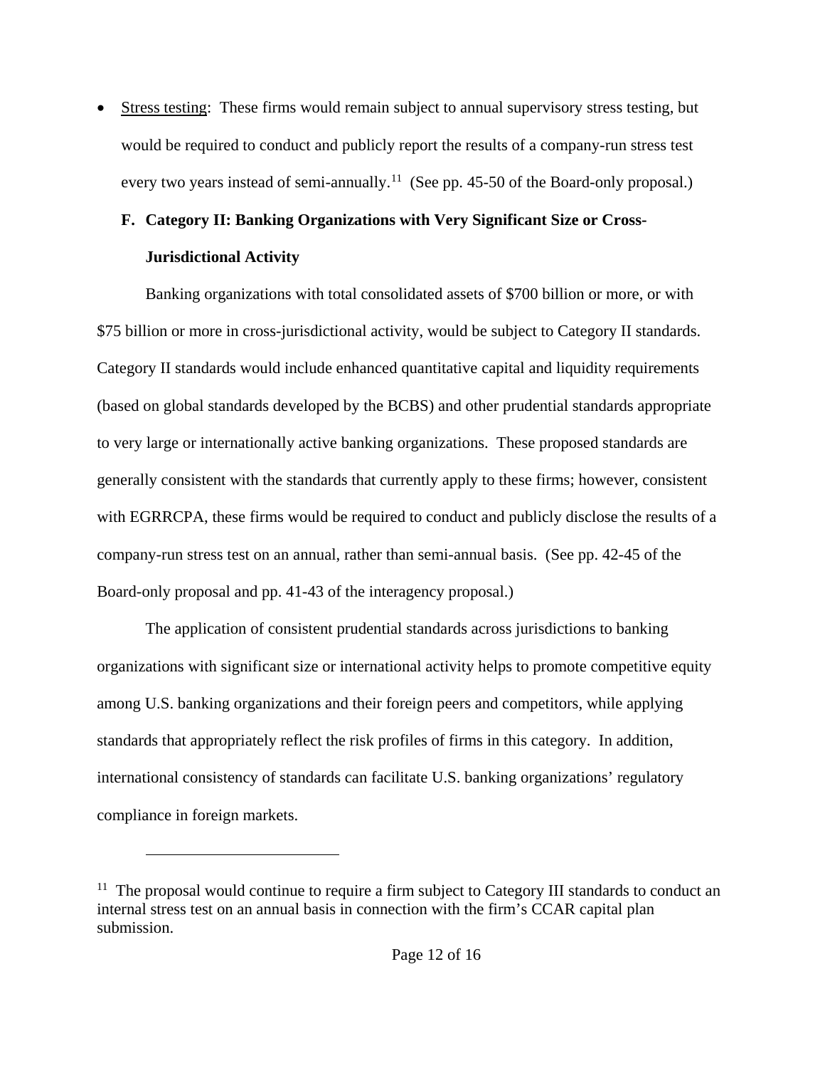- Stress testing: These firms would remain subject to annual supervisory stress testing, but would be required to conduct and publicly report the results of a company-run stress test every two years instead of semi-annually.[11] (See pp. 45-50 of the Board-only proposal.)

### F. Category II: Banking Organizations with Very Significant Size or Cross-Jurisdictional Activity

Banking organizations with total consolidated assets of $700 billion or more, or with $75 billion or more in cross-jurisdictional activity, would be subject to Category II standards. Category II standards would include enhanced quantitative capital and liquidity requirements (based on global standards developed by the BCBS) and other prudential standards appropriate to very large or internationally active banking organizations. These proposed standards are generally consistent with the standards that currently apply to these firms; however, consistent with EGRRCPA, these firms would be required to conduct and publicly disclose the results of a company-run stress test on an annual, rather than semi-annual basis. (See pp. 42-45 of the Board-only proposal and pp. 41-43 of the interagency proposal.)

The application of consistent prudential standards across jurisdictions to banking organizations with significant size or international activity helps to promote competitive equity among U.S. banking organizations and their foreign peers and competitors, while applying standards that appropriately reflect the risk profiles of firms in this category. In addition, international consistency of standards can facilitate U.S. banking organizations' regulatory compliance in foreign markets.

---

[11] The proposal would continue to require a firm subject to Category III standards to conduct an internal stress test on an annual basis in connection with the firm's CCAR capital plan submission.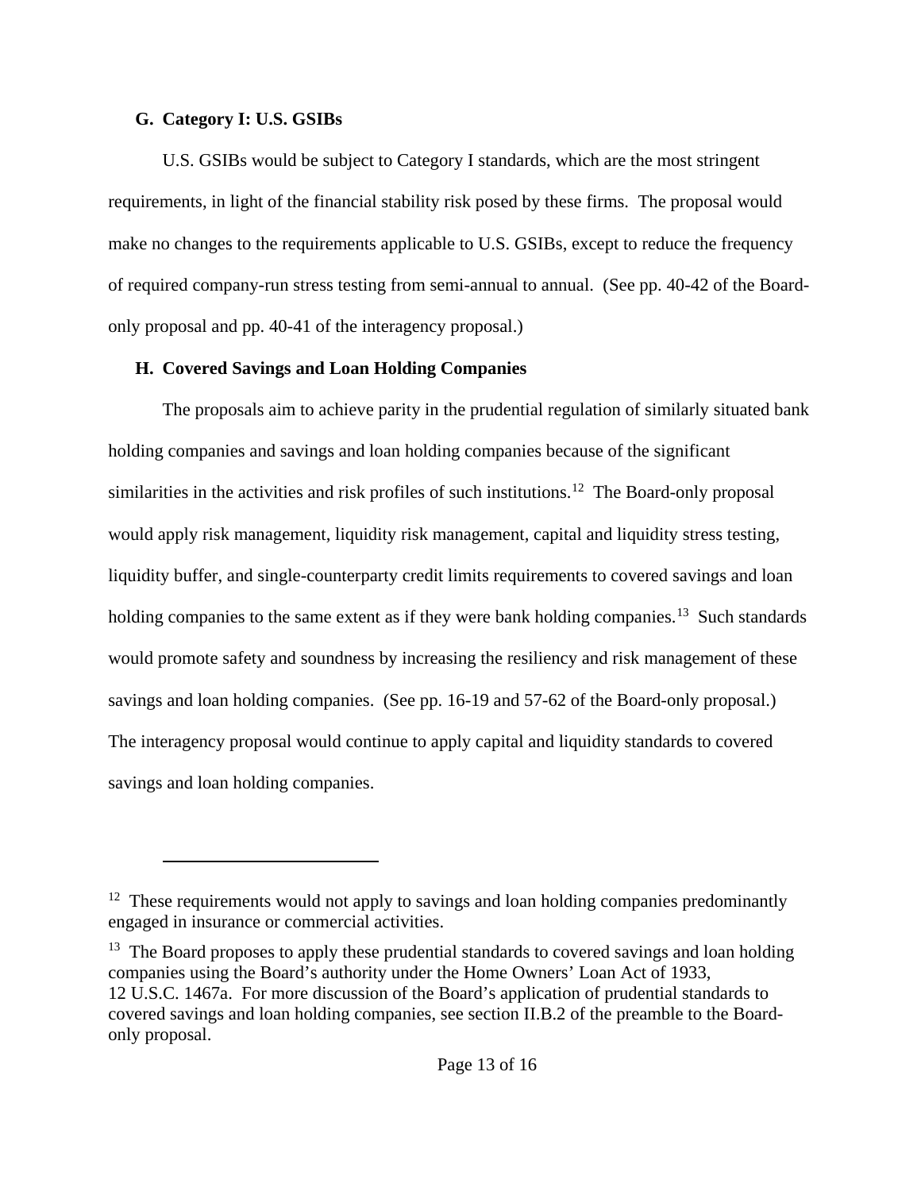### G. Category I: U.S. GSIBs

U.S. GSIBs would be subject to Category I standards, which are the most stringent requirements, in light of the financial stability risk posed by these firms. The proposal would make no changes to the requirements applicable to U.S. GSIBs, except to reduce the frequency of required company-run stress testing from semi-annual to annual. (See pp. 40-42 of the Board-only proposal and pp. 40-41 of the interagency proposal.)

### H. Covered Savings and Loan Holding Companies

The proposals aim to achieve parity in the prudential regulation of similarly situated bank holding companies and savings and loan holding companies because of the significant similarities in the activities and risk profiles of such institutions.[12] The Board-only proposal would apply risk management, liquidity risk management, capital and liquidity stress testing, liquidity buffer, and single-counterparty credit limits requirements to covered savings and loan holding companies to the same extent as if they were bank holding companies.[13] Such standards would promote safety and soundness by increasing the resiliency and risk management of these savings and loan holding companies. (See pp. 16-19 and 57-62 of the Board-only proposal.) The interagency proposal would continue to apply capital and liquidity standards to covered savings and loan holding companies.

---

[12] These requirements would not apply to savings and loan holding companies predominantly engaged in insurance or commercial activities.

[13] The Board proposes to apply these prudential standards to covered savings and loan holding companies using the Board's authority under the Home Owners' Loan Act of 1933, 12 U.S.C. 1467a. For more discussion of the Board's application of prudential standards to covered savings and loan holding companies, see section II.B.2 of the preamble to the Board-only proposal.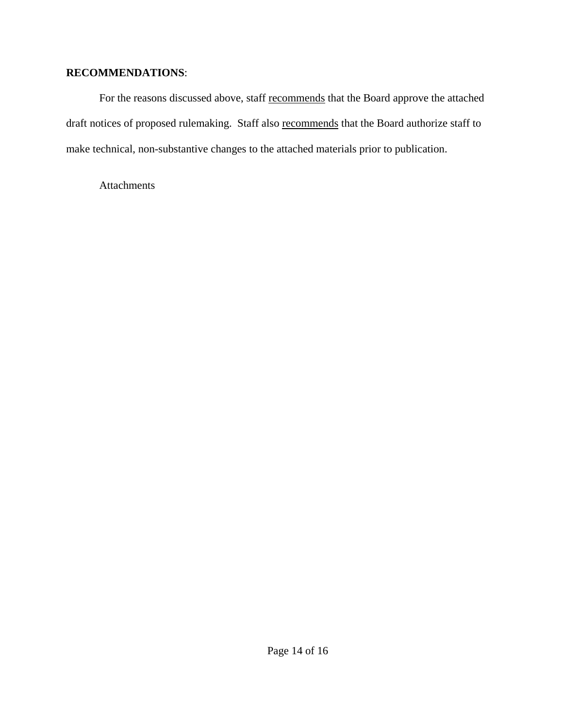**RECOMMENDATIONS**:

For the reasons discussed above, staff recommends that the Board approve the attached draft notices of proposed rulemaking. Staff also recommends that the Board authorize staff to make technical, non-substantive changes to the attached materials prior to publication.

Attachments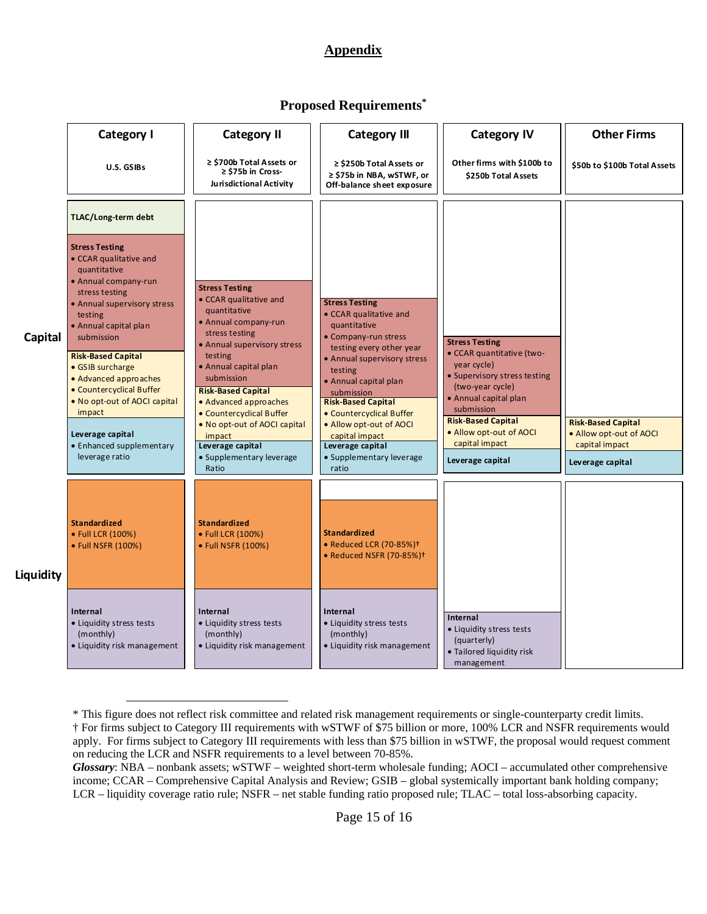# Appendix

## Proposed Requirements*

| | Category I | Category II | Category III | Category IV | Other Firms |
|---|---|---|---|---|---|
| | U.S. GSIBs | ≥ $700b Total Assets or ≥ $75b in Cross-Jurisdictional Activity | ≥ $250b Total Assets or ≥ $75b in NBA, wSTWF, or Off-balance sheet exposure | Other firms with $100b to $250b Total Assets | $50b to $100b Total Assets |
| **Capital** | **TLAC/Long-term debt** | | | | |
| | **Stress Testing**<br>• CCAR qualitative and quantitative<br>• Annual company-run stress testing<br>• Annual supervisory stress testing<br>• Annual capital plan submission | **Stress Testing**<br>• CCAR qualitative and quantitative<br>• Annual company-run stress testing<br>• Annual supervisory stress testing<br>• Annual capital plan submission | **Stress Testing**<br>• CCAR qualitative and quantitative<br>• Company-run stress testing every other year<br>• Annual supervisory stress testing<br>• Annual capital plan submission | **Stress Testing**<br>• CCAR quantitative (two-year cycle)<br>• Supervisory stress testing (two-year cycle)<br>• Annual capital plan submission | |
| | **Risk-Based Capital**<br>• GSIB surcharge<br>• Advanced approaches<br>• Countercyclical Buffer<br>• No opt-out of AOCI capital impact | **Risk-Based Capital**<br>• Advanced approaches<br>• Countercyclical Buffer<br>• No opt-out of AOCI capital impact | **Risk-Based Capital**<br>• Countercyclical Buffer<br>• Allow opt-out of AOCI capital impact | **Risk-Based Capital**<br>• Allow opt-out of AOCI capital impact | **Risk-Based Capital**<br>• Allow opt-out of AOCI capital impact |
| | **Leverage capital**<br>• Enhanced supplementary leverage ratio | **Leverage capital**<br>• Supplementary leverage Ratio | **Leverage capital**<br>• Supplementary leverage ratio | **Leverage capital** | **Leverage capital** |
| **Liquidity** | **Standardized**<br>• Full LCR (100%)<br>• Full NSFR (100%) | **Standardized**<br>• Full LCR (100%)<br>• Full NSFR (100%) | **Standardized**<br>• Reduced LCR (70-85%)†<br>• Reduced NSFR (70-85%)† | | |
| | **Internal**<br>• Liquidity stress tests (monthly)<br>• Liquidity risk management | **Internal**<br>• Liquidity stress tests (monthly)<br>• Liquidity risk management | **Internal**<br>• Liquidity stress tests (monthly)<br>• Liquidity risk management | **Internal**<br>• Liquidity stress tests (quarterly)<br>• Tailored liquidity risk management | |

---

* This figure does not reflect risk committee and related risk management requirements or single-counterparty credit limits.

† For firms subject to Category III requirements with wSTWF of $75 billion or more, 100% LCR and NSFR requirements would apply. For firms subject to Category III requirements with less than $75 billion in wSTWF, the proposal would request comment on reducing the LCR and NSFR requirements to a level between 70-85%.

***Glossary***: NBA – nonbank assets; wSTWF – weighted short-term wholesale funding; AOCI – accumulated other comprehensive income; CCAR – Comprehensive Capital Analysis and Review; GSIB – global systemically important bank holding company; LCR – liquidity coverage ratio rule; NSFR – net stable funding ratio proposed rule; TLAC – total loss-absorbing capacity.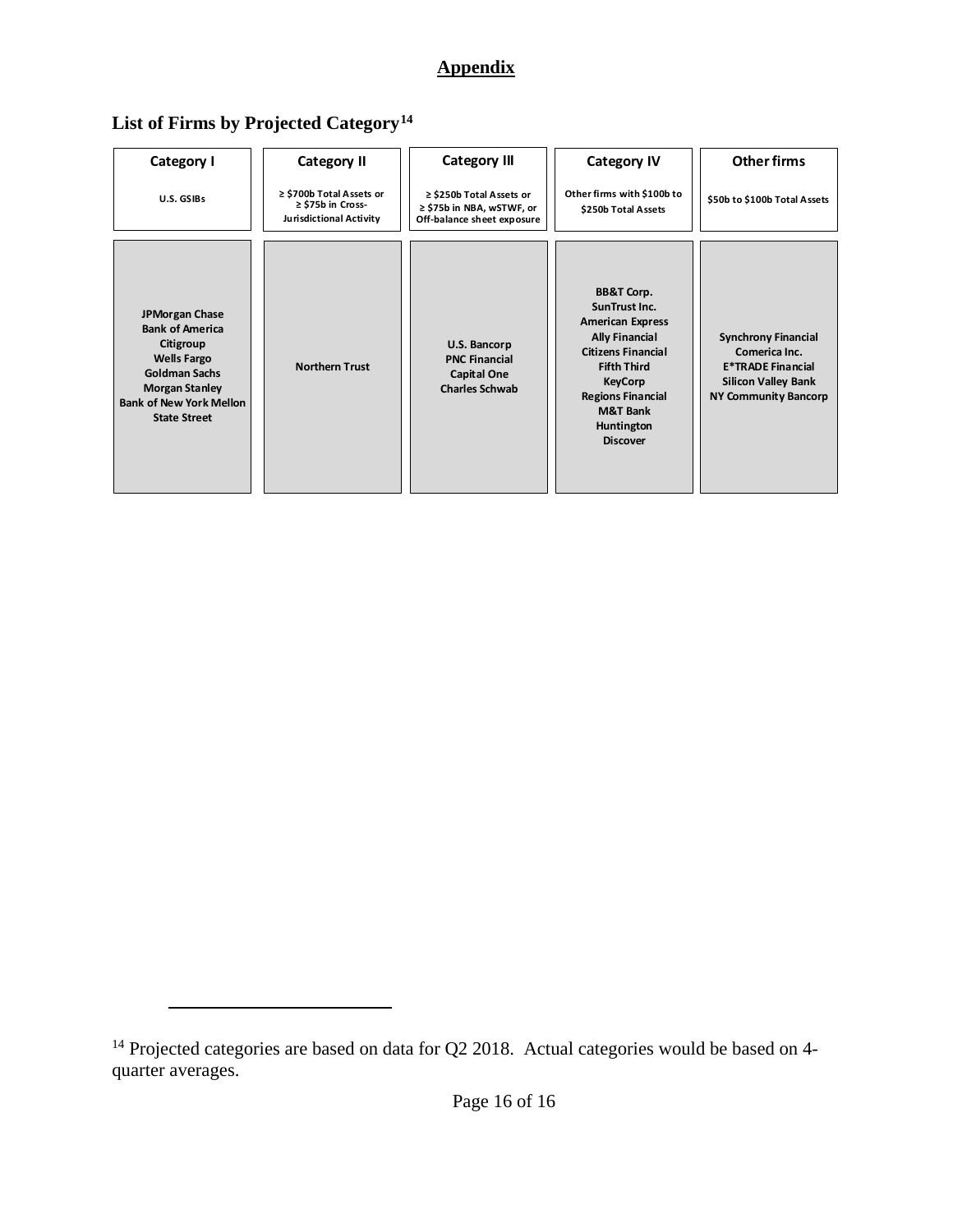# Appendix

## List of Firms by Projected Category[14]

| Category I | Category II | Category III | Category IV | Other firms |
|---|---|---|---|---|
| U.S. GSIBs | ≥ $700b Total Assets or ≥ $75b in Cross-Jurisdictional Activity | ≥ $250b Total Assets or ≥ $75b in NBA, wSTWF, or Off-balance sheet exposure | Other firms with $100b to $250b Total Assets | $50b to $100b Total Assets |
| JPMorgan Chase<br>Bank of America<br>Citigroup<br>Wells Fargo<br>Goldman Sachs<br>Morgan Stanley<br>Bank of New York Mellon<br>State Street | Northern Trust | U.S. Bancorp<br>PNC Financial<br>Capital One<br>Charles Schwab | BB&T Corp.<br>SunTrust Inc.<br>American Express<br>Ally Financial<br>Citizens Financial<br>Fifth Third<br>KeyCorp<br>Regions Financial<br>M&T Bank<br>Huntington<br>Discover | Synchrony Financial<br>Comerica Inc.<br>E*TRADE Financial<br>Silicon Valley Bank<br>NY Community Bancorp |

[14] Projected categories are based on data for Q2 2018. Actual categories would be based on 4-quarter averages.